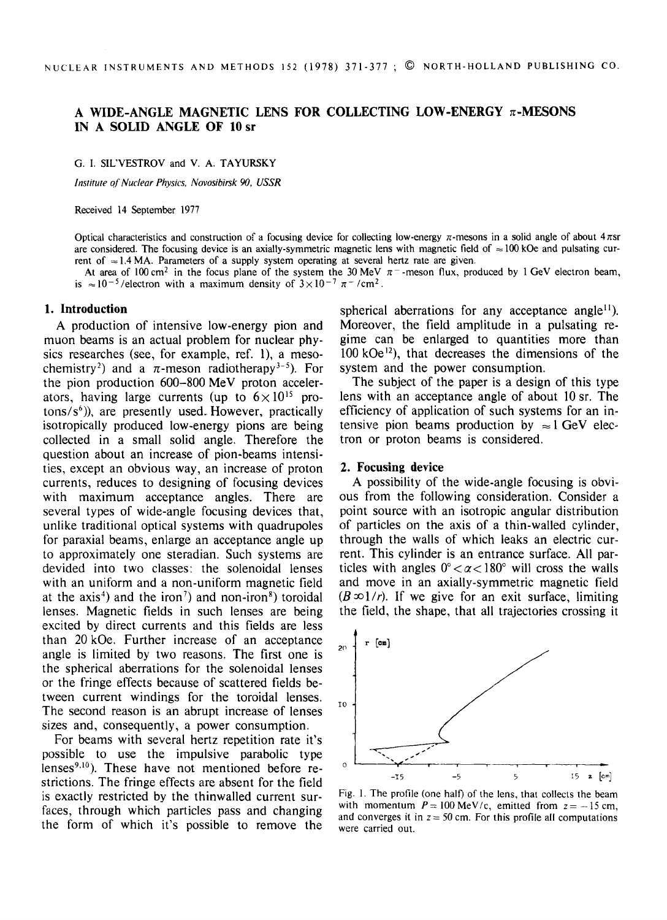# A WIDE-ANGLE MAGNETIC LENS FOR COLLECTING LOW-ENERGY $\pi$-MESONS IN A SOLID ANGLE OF 10 sr

G. I. SIL'VESTROV and V. A. TAYURSKY

*Institute of Nuclear Physics, Novosibirsk 90, USSR*

Received 14 September 1977

Optical characteristics and construction of a focusing device for collecting low-energy $\pi$-mesons in a solid angle of about $4\pi$sr are considered. The focusing device is an axially-symmetric magnetic lens with magnetic field of $\approx 100$ kOe and pulsating current of $\approx 1.4$ MA. Parameters of a supply system operating at several hertz rate are given.

At area of 100 cm$^2$ in the focus plane of the system the 30 MeV $\pi^-$-meson flux, produced by 1 GeV electron beam, is $\approx 10^{-5}$/electron with a maximum density of $3\times10^{-7}$ $\pi^-$/cm$^2$.

## 1. Introduction

A production of intensive low-energy pion and muon beams is an actual problem for nuclear physics researches (see, for example, ref. 1), a mesochemistry[2]) and a $\pi$-meson radiotherapy[3–5]). For the pion production 600–800 MeV proton accelerators, having large currents (up to $6\times10^{15}$ protons/s[6])), are presently used. However, practically isotropically produced low-energy pions are being collected in a small solid angle. Therefore the question about an increase of pion-beams intensities, except an obvious way, an increase of proton currents, reduces to designing of focusing devices with maximum acceptance angles. There are several types of wide-angle focusing devices that, unlike traditional optical systems with quadrupoles for paraxial beams, enlarge an acceptance angle up to approximately one steradian. Such systems are devided into two classes: the solenoidal lenses with an uniform and a non-uniform magnetic field at the axis[4]) and the iron[7]) and non-iron[8]) toroidal lenses. Magnetic fields in such lenses are being excited by direct currents and this fields are less than 20 kOe. Further increase of an acceptance angle is limited by two reasons. The first one is the spherical aberrations for the solenoidal lenses or the fringe effects because of scattered fields between current windings for the toroidal lenses. The second reason is an abrupt increase of lenses sizes and, consequently, a power consumption.

For beams with several hertz repetition rate it's possible to use the impulsive parabolic type lenses[9,10]). These have not mentioned before restrictions. The fringe effects are absent for the field is exactly restricted by the thinwalled current surfaces, through which particles pass and changing the form of which it's possible to remove the spherical aberrations for any acceptance angle[11]). Moreover, the field amplitude in a pulsating regime can be enlarged to quantities more than 100 kOe[12]), that decreases the dimensions of the system and the power consumption.

The subject of the paper is a design of this type lens with an acceptance angle of about 10 sr. The efficiency of application of such systems for an intensive pion beams production by $\approx 1$ GeV electron or proton beams is considered.

## 2. Focusing device

A possibility of the wide-angle focusing is obvious from the following consideration. Consider a point source with an isotropic angular distribution of particles on the axis of a thin-walled cylinder, through the walls of which leaks an electric current. This cylinder is an entrance surface. All particles with angles $0° < \alpha < 180°$ will cross the walls and move in an axially-symmetric magnetic field ($B \propto 1/r$). If we give for an exit surface, limiting the field, the shape, that all trajectories crossing it

Fig. 1. The profile (one half) of the lens, that collects the beam with momentum $P = 100$ MeV/c, emitted from $z = -15$ cm, and converges it in $z = 50$ cm. For this profile all computations were carried out.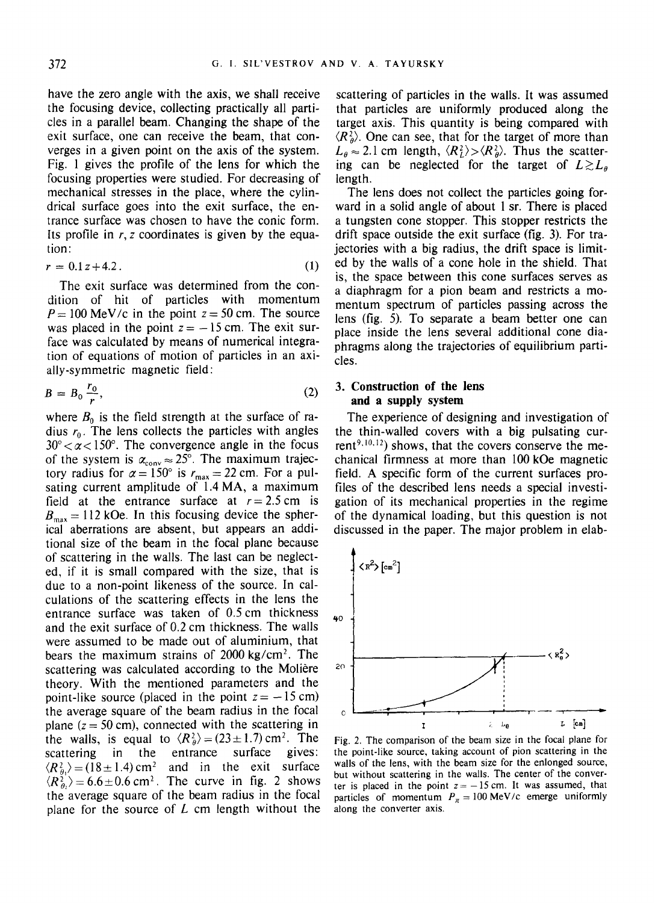have the zero angle with the axis, we shall receive the focusing device, collecting practically all particles in a parallel beam. Changing the shape of the exit surface, one can receive the beam, that converges in a given point on the axis of the system. Fig. 1 gives the profile of the lens for which the focusing properties were studied. For decreasing of mechanical stresses in the place, where the cylindrical surface goes into the exit surface, the entrance surface was chosen to have the conic form. Its profile in $r, z$ coordinates is given by the equation:

$$r = 0.1z + 4.2. \tag{1}$$

The exit surface was determined from the condition of hit of particles with momentum $P = 100$ MeV/c in the point $z = 50$ cm. The source was placed in the point $z = -15$ cm. The exit surface was calculated by means of numerical integration of equations of motion of particles in an axially-symmetric magnetic field:

$$B = B_0 \frac{r_0}{r}, \tag{2}$$

where $B_0$ is the field strength at the surface of radius $r_0$. The lens collects the particles with angles $30° < \alpha < 150°$. The convergence angle in the focus of the system is $\alpha_{conv} \approx 25°$. The maximum trajectory radius for $\alpha = 150°$ is $r_{max} = 22$ cm. For a pulsating current amplitude of 1.4 MA, a maximum field at the entrance surface at $r = 2.5$ cm is $B_{max} = 112$ kOe. In this focusing device the spherical aberrations are absent, but appears an additional size of the beam in the focal plane because of scattering in the walls. The last can be neglected, if it is small compared with the size, that is due to a non-point likeness of the source. In calculations of the scattering effects in the lens the entrance surface was taken of 0.5 cm thickness and the exit surface of 0.2 cm thickness. The walls were assumed to be made out of aluminium, that bears the maximum strains of 2000 kg/cm$^2$. The scattering was calculated according to the Molière theory. With the mentioned parameters and the point-like source (placed in the point $z = -15$ cm) the average square of the beam radius in the focal plane ($z = 50$ cm), connected with the scattering in the walls, is equal to $\langle R_\theta^2 \rangle = (23 \pm 1.7)$ cm$^2$. The scattering in the entrance surface gives: $\langle R_{\theta_1}^2 \rangle = (18 \pm 1.4)$ cm$^2$ and in the exit surface $\langle R_{\theta_2}^2 \rangle = 6.6 \pm 0.6$ cm$^2$. The curve in fig. 2 shows the average square of the beam radius in the focal plane for the source of $L$ cm length without the scattering of particles in the walls. It was assumed that particles are uniformly produced along the target axis. This quantity is being compared with $\langle R_\theta^2 \rangle$. One can see, that for the target of more than $L_\theta \approx 2.1$ cm length, $\langle R_L^2 \rangle > \langle R_\theta^2 \rangle$. Thus the scattering can be neglected for the target of $L \gtrsim L_\theta$ length.

The lens does not collect the particles going forward in a solid angle of about 1 sr. There is placed a tungsten cone stopper. This stopper restricts the drift space outside the exit surface (fig. 3). For trajectories with a big radius, the drift space is limited by the walls of a cone hole in the shield. That is, the space between this cone surfaces serves as a diaphragm for a pion beam and restricts a momentum spectrum of particles passing across the lens (fig. 5). To separate a beam better one can place inside the lens several additional cone diaphragms along the trajectories of equilibrium particles.

## 3. Construction of the lens and a supply system

The experience of designing and investigation of the thin-walled covers with a big pulsating current[9,10,12] shows, that the covers conserve the mechanical firmness at more than 100 kOe magnetic field. A specific form of the current surfaces profiles of the described lens needs a special investigation of its mechanical properties in the regime of the dynamical loading, but this question is not discussed in the paper. The major problem in elab-

Fig. 2. The comparison of the beam size in the focal plane for the point-like source, taking account of pion scattering in the walls of the lens, with the beam size for the enlonged source, but without scattering in the walls. The center of the converter is placed in the point $z = -15$ cm. It was assumed, that particles of momentum $P_\pi = 100$ MeV/c emerge uniformly along the converter axis.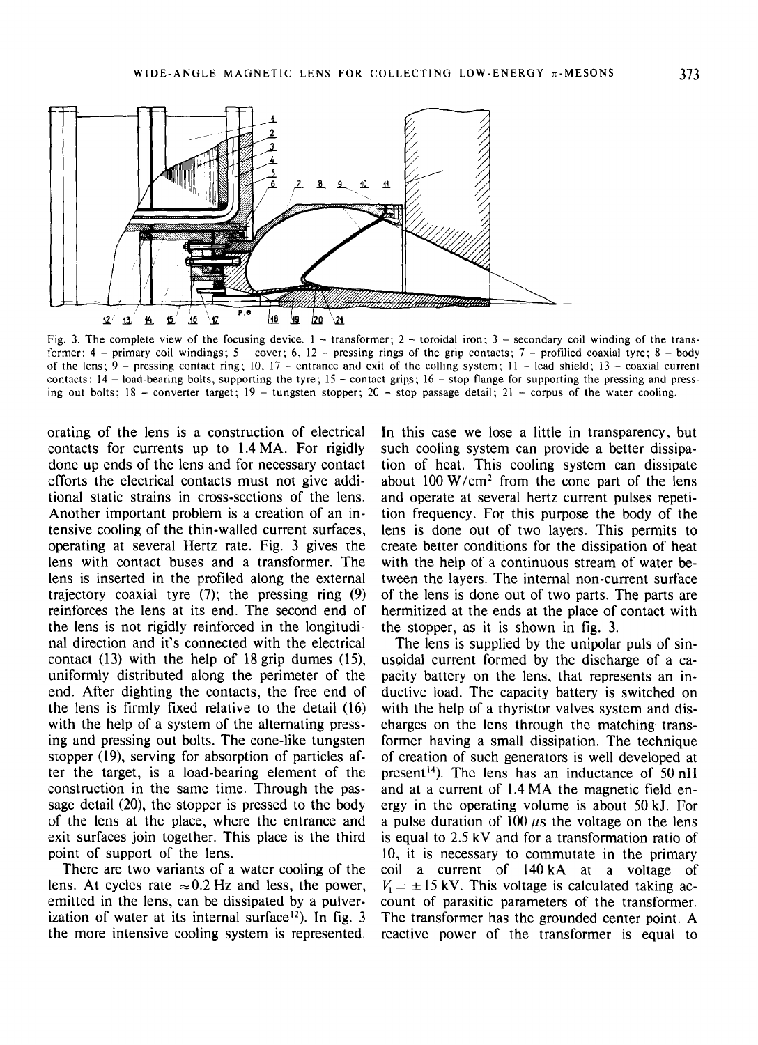Fig. 3. The complete view of the focusing device. 1 – transformer; 2 – toroidal iron; 3 – secondary coil winding of the transformer; 4 – primary coil windings; 5 – cover; 6, 12 – pressing rings of the grip contacts; 7 – profilied coaxial tyre; 8 – body of the lens; 9 – pressing contact ring; 10, 17 – entrance and exit of the colling system; 11 – lead shield; 13 – coaxial current contacts; 14 – load-bearing bolts, supporting the tyre; 15 – contact grips; 16 – stop flange for supporting the pressing and pressing out bolts; 18 – converter target; 19 – tungsten stopper; 20 – stop passage detail; 21 – corpus of the water cooling.

orating of the lens is a construction of electrical contacts for currents up to 1.4 MA. For rigidly done up ends of the lens and for necessary contact efforts the electrical contacts must not give additional static strains in cross-sections of the lens. Another important problem is a creation of an intensive cooling of the thin-walled current surfaces, operating at several Hertz rate. Fig. 3 gives the lens with contact buses and a transformer. The lens is inserted in the profiled along the external trajectory coaxial tyre (7); the pressing ring (9) reinforces the lens at its end. The second end of the lens is not rigidly reinforced in the longitudinal direction and it's connected with the electrical contact (13) with the help of 18 grip dumes (15), uniformly distributed along the perimeter of the end. After dighting the contacts, the free end of the lens is firmly fixed relative to the detail (16) with the help of a system of the alternating pressing and pressing out bolts. The cone-like tungsten stopper (19), serving for absorption of particles after the target, is a load-bearing element of the construction in the same time. Through the passage detail (20), the stopper is pressed to the body of the lens at the place, where the entrance and exit surfaces join together. This place is the third point of support of the lens.

There are two variants of a water cooling of the lens. At cycles rate $\approx 0.2$ Hz and less, the power, emitted in the lens, can be dissipated by a pulverization of water at its internal surface[12]. In fig. 3 the more intensive cooling system is represented. In this case we lose a little in transparency, but such cooling system can provide a better dissipation of heat. This cooling system can dissipate about 100 W/cm$^2$ from the cone part of the lens and operate at several hertz current pulses repetition frequency. For this purpose the body of the lens is done out of two layers. This permits to create better conditions for the dissipation of heat with the help of a continuous stream of water between the layers. The internal non-current surface of the lens is done out of two parts. The parts are hermitized at the ends at the place of contact with the stopper, as it is shown in fig. 3.

The lens is supplied by the unipolar puls of sinusoidal current formed by the discharge of a capacity battery on the lens, that represents an inductive load. The capacity battery is switched on with the help of a thyristor valves system and discharges on the lens through the matching transformer having a small dissipation. The technique of creation of such generators is well developed at present[14]. The lens has an inductance of 50 nH and at a current of 1.4 MA the magnetic field energy in the operating volume is about 50 kJ. For a pulse duration of 100 $\mu$s the voltage on the lens is equal to 2.5 kV and for a transformation ratio of 10, it is necessary to commutate in the primary coil a current of 140 kA at a voltage of $V_1 = \pm 15$ kV. This voltage is calculated taking account of parasitic parameters of the transformer. The transformer has the grounded center point. A reactive power of the transformer is equal to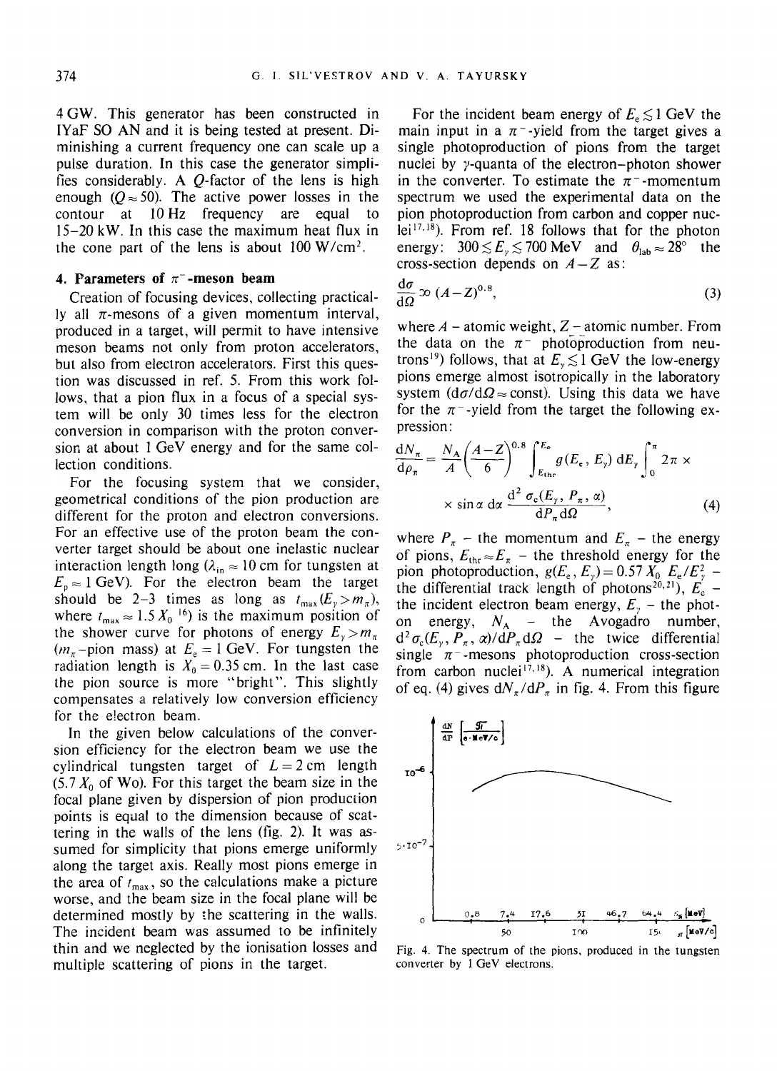4 GW. This generator has been constructed in IYaF SO AN and it is being tested at present. Diminishing a current frequency one can scale up a pulse duration. In this case the generator simplifies considerably. A $Q$-factor of the lens is high enough ($Q \approx 50$). The active power losses in the contour at 10 Hz frequency are equal to 15–20 kW. In this case the maximum heat flux in the cone part of the lens is about 100 W/cm$^2$.

### 4. Parameters of $\pi^-$-meson beam

Creation of focusing devices, collecting practically all $\pi$-mesons of a given momentum interval, produced in a target, will permit to have intensive meson beams not only from proton accelerators, but also from electron accelerators. First this question was discussed in ref. 5. From this work follows, that a pion flux in a focus of a special system will be only 30 times less for the electron conversion in comparison with the proton conversion at about 1 GeV energy and for the same collection conditions.

For the focusing system that we consider, geometrical conditions of the pion production are different for the proton and electron conversions. For an effective use of the proton beam the converter target should be about one inelastic nuclear interaction length long ($\lambda_{in} \approx 10$ cm for tungsten at $E_p \approx 1$ GeV). For the electron beam the target should be 2–3 times as long as $t_{max}(E_\gamma > m_\pi)$, where $t_{max} \approx 1.5 X_0$ [16]) is the maximum position of the shower curve for photons of energy $E_\gamma > m_\pi$ ($m_\pi$-pion mass) at $E_e = 1$ GeV. For tungsten the radiation length is $X_0 = 0.35$ cm. In the last case the pion source is more "bright". This slightly compensates a relatively low conversion efficiency for the electron beam.

In the given below calculations of the conversion efficiency for the electron beam we use the cylindrical tungsten target of $L = 2$ cm length ($5.7 X_0$ of Wo). For this target the beam size in the focal plane given by dispersion of pion production points is equal to the dimension because of scattering in the walls of the lens (fig. 2). It was assumed for simplicity that pions emerge uniformly along the target axis. Really most pions emerge in the area of $t_{max}$, so the calculations make a picture worse, and the beam size in the focal plane will be determined mostly by the scattering in the walls. The incident beam was assumed to be infinitely thin and we neglected by the ionisation losses and multiple scattering of pions in the target.

For the incident beam energy of $E_e \lesssim 1$ GeV the main input in a $\pi^-$-yield from the target gives a single photoproduction of pions from the target nuclei by $\gamma$-quanta of the electron–photon shower in the converter. To estimate the $\pi^-$-momentum spectrum we used the experimental data on the pion photoproduction from carbon and copper nuclei[17,18]). From ref. 18 follows that for the photon energy: $300 \lesssim E_\gamma \lesssim 700$ MeV and $\theta_{lab} \approx 28°$ the cross-section depends on $A-Z$ as:

$$\frac{d\sigma}{d\Omega} \propto (A-Z)^{0.8}, \tag{3}$$

where $A$ – atomic weight, $Z$ – atomic number. From the data on the $\pi^-$ photoproduction from neutrons[19]) follows, that at $E_\gamma \lesssim 1$ GeV the low-energy pions emerge almost isotropically in the laboratory system ($d\sigma/d\Omega \approx$ const). Using this data we have for the $\pi^-$-yield from the target the following expression:

$$\frac{dN_\pi}{dp_\pi} = \frac{N_A}{A}\left(\frac{A-Z}{6}\right)^{0.8} \int_{E_{thr}}^{E_e} g(E_e, E_\gamma)\, dE_\gamma \int_0^\pi 2\pi \times \sin\alpha\, d\alpha\, \frac{d^2\sigma_c(E_\gamma, P_\pi, \alpha)}{dP_\pi\, d\Omega}, \tag{4}$$

where $P_\pi$ – the momentum and $E_\pi$ – the energy of pions, $E_{thr} \approx E_\pi$ – the threshold energy for the pion photoproduction, $g(E_e, E_\gamma) = 0.57 X_0\, E_e/E_\gamma^2$ – the differential track length of photons[20,21]), $E_e$ – the incident electron beam energy, $E_\gamma$ – the photon energy, $N_A$ – the Avogadro number, $d^2\sigma_c(E_\gamma, P_\pi, \alpha)/dP_\pi d\Omega$ – the twice differential single $\pi^-$-mesons photoproduction cross-section from carbon nuclei[17,18]). A numerical integration of eq. (4) gives $dN_\pi/dP_\pi$ in fig. 4. From this figure

Fig. 4. The spectrum of the pions, produced in the tungsten converter by 1 GeV electrons.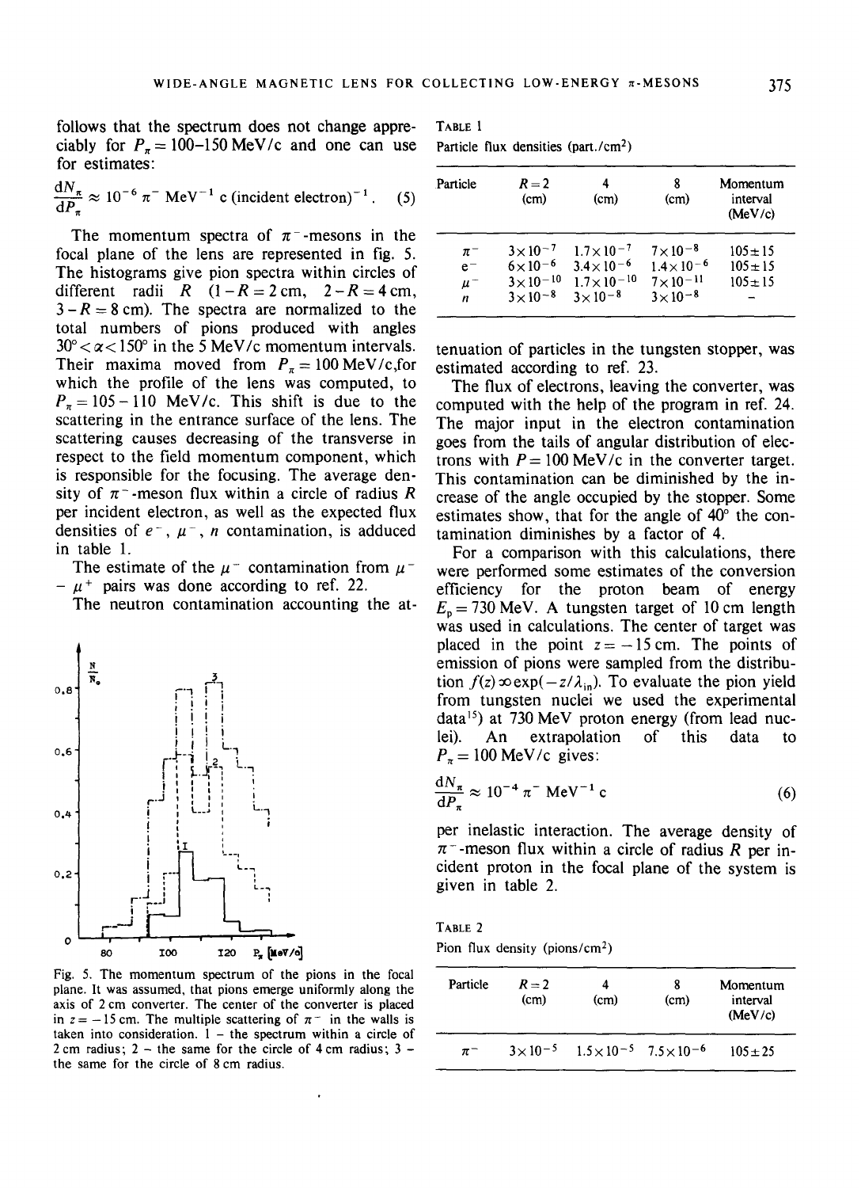follows that the spectrum does not change appreciably for $P_\pi = 100$–$150$ MeV/c and one can use for estimates:

$$\frac{dN_\pi}{dP_\pi} \approx 10^{-6}\ \pi^-\ \text{MeV}^{-1}\ \text{c (incident electron)}^{-1}. \quad (5)$$

The momentum spectra of $\pi^-$-mesons in the focal plane of the lens are represented in fig. 5. The histograms give pion spectra within circles of different radii $R$ (1 – $R = 2$ cm, 2 – $R = 4$ cm, 3 – $R = 8$ cm). The spectra are normalized to the total numbers of pions produced with angles $30° < \alpha < 150°$ in the 5 MeV/c momentum intervals. Their maxima moved from $P_\pi = 100$ MeV/c, for which the profile of the lens was computed, to $P_\pi = 105 - 110$ MeV/c. This shift is due to the scattering in the entrance surface of the lens. The scattering causes decreasing of the transverse in respect to the field momentum component, which is responsible for the focusing. The average density of $\pi^-$-meson flux within a circle of radius $R$ per incident electron, as well as the expected flux densities of $e^-$, $\mu^-$, $n$ contamination, is adduced in table 1.

The estimate of the $\mu^-$ contamination from $\mu^- - \mu^+$ pairs was done according to ref. 22.

The neutron contamination accounting the attenuation of particles in the tungsten stopper, was estimated according to ref. 23.

Fig. 5. The momentum spectrum of the pions in the focal plane. It was assumed, that pions emerge uniformly along the axis of 2 cm converter. The center of the converter is placed in $z = -15$ cm. The multiple scattering of $\pi^-$ in the walls is taken into consideration. 1 – the spectrum within a circle of 2 cm radius; 2 – the same for the circle of 4 cm radius; 3 – the same for the circle of 8 cm radius.

TABLE 1
Particle flux densities (part./cm²)

| Particle | $R=2$ (cm) | 4 (cm) | 8 (cm) | Momentum interval (MeV/c) |
|---|---|---|---|---|
| $\pi^-$ | $3\times10^{-7}$ | $1.7\times10^{-7}$ | $7\times10^{-8}$ | $105\pm15$ |
| $e^-$ | $6\times10^{-6}$ | $3.4\times10^{-6}$ | $1.4\times10^{-6}$ | $105\pm15$ |
| $\mu^-$ | $3\times10^{-10}$ | $1.7\times10^{-10}$ | $7\times10^{-11}$ | $105\pm15$ |
| $n$ | $3\times10^{-8}$ | $3\times10^{-8}$ | $3\times10^{-8}$ | – |

The flux of electrons, leaving the converter, was computed with the help of the program in ref. 24. The major input in the electron contamination goes from the tails of angular distribution of electrons with $P = 100$ MeV/c in the converter target. This contamination can be diminished by the increase of the angle occupied by the stopper. Some estimates show, that for the angle of 40° the contamination diminishes by a factor of 4.

For a comparison with this calculations, there were performed some estimates of the conversion efficiency for the proton beam of energy $E_p = 730$ MeV. A tungsten target of 10 cm length was used in calculations. The center of target was placed in the point $z = -15$ cm. The points of emission of pions were sampled from the distribution $f(z) \propto \exp(-z/\lambda_{in})$. To evaluate the pion yield from tungsten nuclei we used the experimental data[15]) at 730 MeV proton energy (from lead nuclei). An extrapolation of this data to $P_\pi = 100$ MeV/c gives:

$$\frac{dN_\pi}{dP_\pi} \approx 10^{-4}\ \pi^-\ \text{MeV}^{-1}\ \text{c} \quad (6)$$

per inelastic interaction. The average density of $\pi^-$-meson flux within a circle of radius $R$ per incident proton in the focal plane of the system is given in table 2.

TABLE 2
Pion flux density (pions/cm²)

| Particle | $R=2$ (cm) | 4 (cm) | 8 (cm) | Momentum interval (MeV/c) |
|---|---|---|---|---|
| $\pi^-$ | $3\times10^{-5}$ | $1.5\times10^{-5}$ | $7.5\times10^{-6}$ | $105\pm25$ |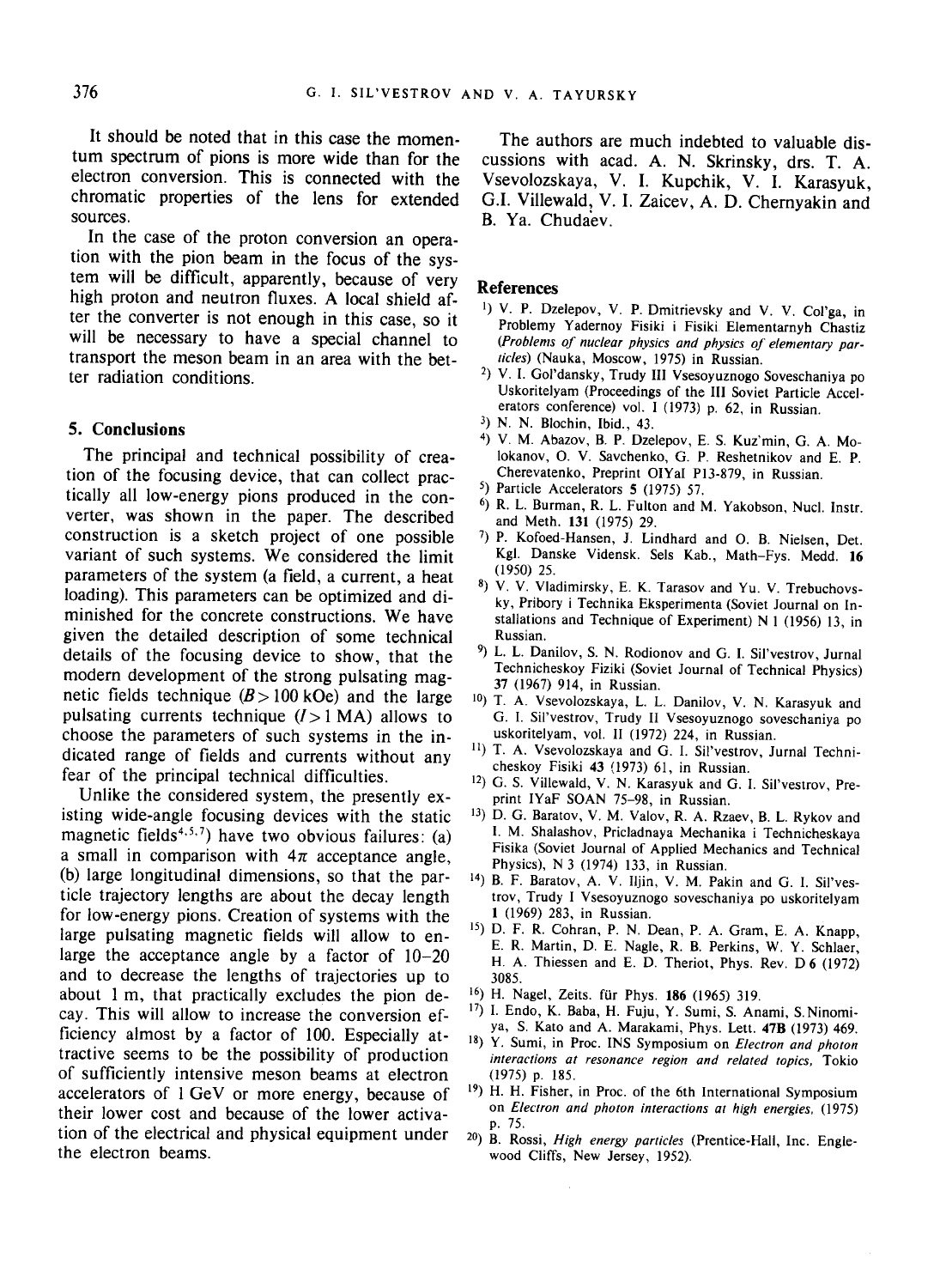It should be noted that in this case the momentum spectrum of pions is more wide than for the electron conversion. This is connected with the chromatic properties of the lens for extended sources.

In the case of the proton conversion an operation with the pion beam in the focus of the system will be difficult, apparently, because of very high proton and neutron fluxes. A local shield after the converter is not enough in this case, so it will be necessary to have a special channel to transport the meson beam in an area with the better radiation conditions.

## 5. Conclusions

The principal and technical possibility of creation of the focusing device, that can collect practically all low-energy pions produced in the converter, was shown in the paper. The described construction is a sketch project of one possible variant of such systems. We considered the limit parameters of the system (a field, a current, a heat loading). This parameters can be optimized and diminished for the concrete constructions. We have given the detailed description of some technical details of the focusing device to show, that the modern development of the strong pulsating magnetic fields technique ($B > 100$ kOe) and the large pulsating currents technique ($I > 1$ MA) allows to choose the parameters of such systems in the indicated range of fields and currents without any fear of the principal technical difficulties.

Unlike the considered system, the presently existing wide-angle focusing devices with the static magnetic fields[4,5,7]) have two obvious failures: (a) a small in comparison with $4\pi$ acceptance angle, (b) large longitudinal dimensions, so that the particle trajectory lengths are about the decay length for low-energy pions. Creation of systems with the large pulsating magnetic fields will allow to enlarge the acceptance angle by a factor of 10–20 and to decrease the lengths of trajectories up to about 1 m, that practically excludes the pion decay. This will allow to increase the conversion efficiency almost by a factor of 100. Especially attractive seems to be the possibility of production of sufficiently intensive meson beams at electron accelerators of 1 GeV or more energy, because of their lower cost and because of the lower activation of the electrical and physical equipment under the electron beams.

The authors are much indebted to valuable discussions with acad. A. N. Skrinsky, drs. T. A. Vsevolozskaya, V. I. Kupchik, V. I. Karasyuk, G.I. Villewald, V. I. Zaicev, A. D. Chernyakin and B. Ya. Chudaev.

## References

1) V. P. Dzelepov, V. P. Dmitrievsky and V. V. Col'ga, in Problemy Yadernoy Fisiki i Fisiki Elementarnyh Chastiz (*Problems of nuclear physics and physics of elementary particles*) (Nauka, Moscow, 1975) in Russian.

2) V. I. Gol'dansky, Trudy III Vsesoyuznogo Soveschaniya po Uskoritelyam (Proceedings of the III Soviet Particle Accelerators conference) vol. I (1973) p. 62, in Russian.

3) N. N. Blochin, Ibid., 43.

4) V. M. Abazov, B. P. Dzelepov, E. S. Kuz'min, G. A. Molokanov, O. V. Savchenko, G. P. Reshetnikov and E. P. Cherevatenko, Preprint OIYaI P13-879, in Russian.

5) Particle Accelerators **5** (1975) 57.

6) R. L. Burman, R. L. Fulton and M. Yakobson, Nucl. Instr. and Meth. **131** (1975) 29.

7) P. Kofoed-Hansen, J. Lindhard and O. B. Nielsen, Det. Kgl. Danske Vidensk. Sels Kab., Math–Fys. Medd. **16** (1950) 25.

8) V. V. Vladimirsky, E. K. Tarasov and Yu. V. Trebuchovsky, Pribory i Technika Eksperimenta (Soviet Journal on Installations and Technique of Experiment) N 1 (1956) 13, in Russian.

9) L. L. Danilov, S. N. Rodionov and G. I. Sil'vestrov, Jurnal Technicheskoy Fiziki (Soviet Journal of Technical Physics) **37** (1967) 914, in Russian.

10) T. A. Vsevolozskaya, L. L. Danilov, V. N. Karasyuk and G. I. Sil'vestrov, Trudy II Vsesoyuznogo soveschaniya po uskoritelyam, vol. II (1972) 224, in Russian.

11) T. A. Vsevolozskaya and G. I. Sil'vestrov, Jurnal Technicheskoy Fisiki **43** (1973) 61, in Russian.

12) G. S. Villewald, V. N. Karasyuk and G. I. Sil'vestrov, Preprint IYaF SOAN 75–98, in Russian.

13) D. G. Baratov, V. M. Valov, R. A. Rzaev, B. L. Rykov and I. M. Shalashov, Pricladnaya Mechanika i Technicheskaya Fisika (Soviet Journal of Applied Mechanics and Technical Physics), N 3 (1974) 133, in Russian.

14) B. F. Baratov, A. V. Iljin, V. M. Pakin and G. I. Sil'vestrov, Trudy I Vsesoyuznogo soveschaniya po uskoritelyam **1** (1969) 283, in Russian.

15) D. F. R. Cohran, P. N. Dean, P. A. Gram, E. A. Knapp, E. R. Martin, D. E. Nagle, R. B. Perkins, W. Y. Schlaer, H. A. Thiessen and E. D. Theriot, Phys. Rev. D **6** (1972) 3085.

16) H. Nagel, Zeits. für Phys. **186** (1965) 319.

17) I. Endo, K. Baba, H. Fuju, Y. Sumi, S. Anami, S. Ninomiya, S. Kato and A. Marakami, Phys. Lett. **47B** (1973) 469.

18) Y. Sumi, in Proc. INS Symposium on *Electron and photon interactions at resonance region and related topics*, Tokio (1975) p. 185.

19) H. H. Fisher, in Proc. of the 6th International Symposium on *Electron and photon interactions at high energies*, (1975) p. 75.

20) B. Rossi, *High energy particles* (Prentice-Hall, Inc. Englewood Cliffs, New Jersey, 1952).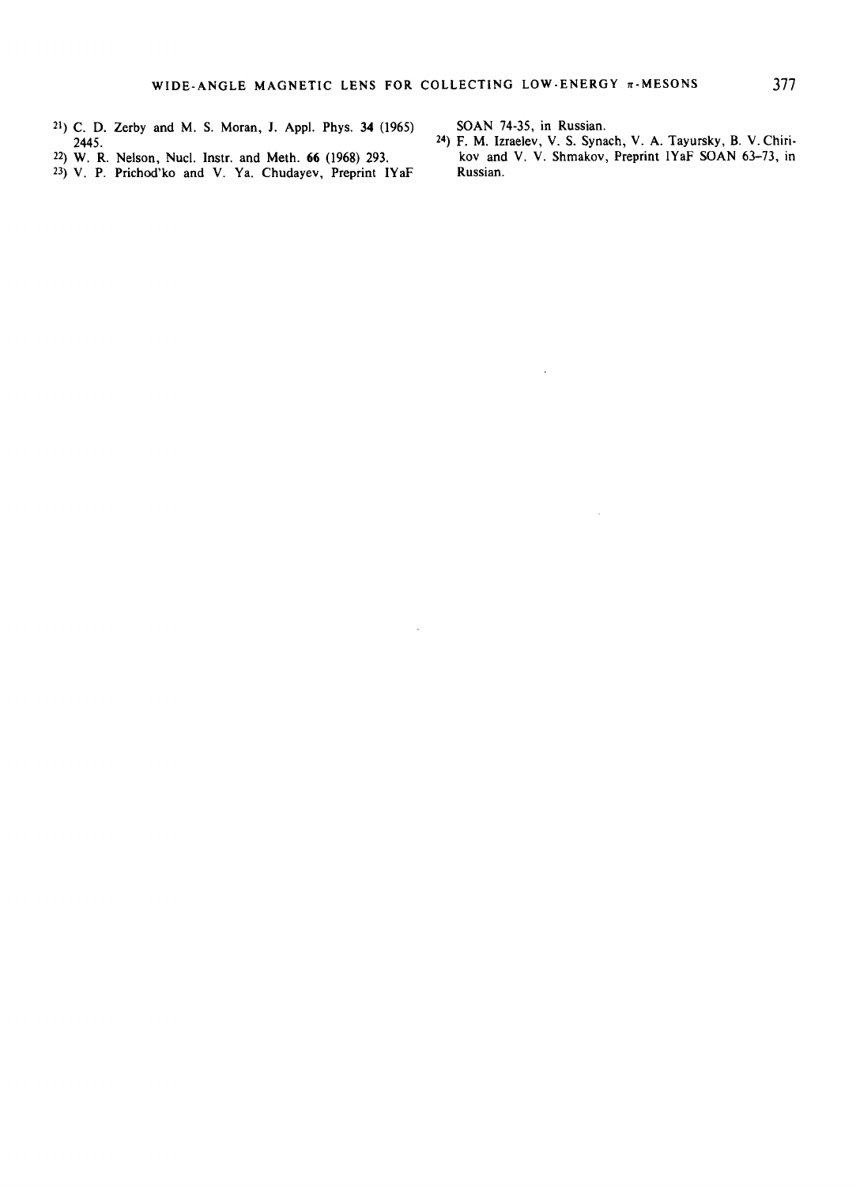[21] C. D. Zerby and M. S. Moran, J. Appl. Phys. **34** (1965) 2445.

[22] W. R. Nelson, Nucl. Instr. and Meth. **66** (1968) 293.

[23] V. P. Prichod'ko and V. Ya. Chudayev, Preprint IYaF SOAN 74-35, in Russian.

[24] F. M. Izraelev, V. S. Synach, V. A. Tayursky, B. V. Chirikov and V. V. Shmakov, Preprint IYaF SOAN 63–73, in Russian.